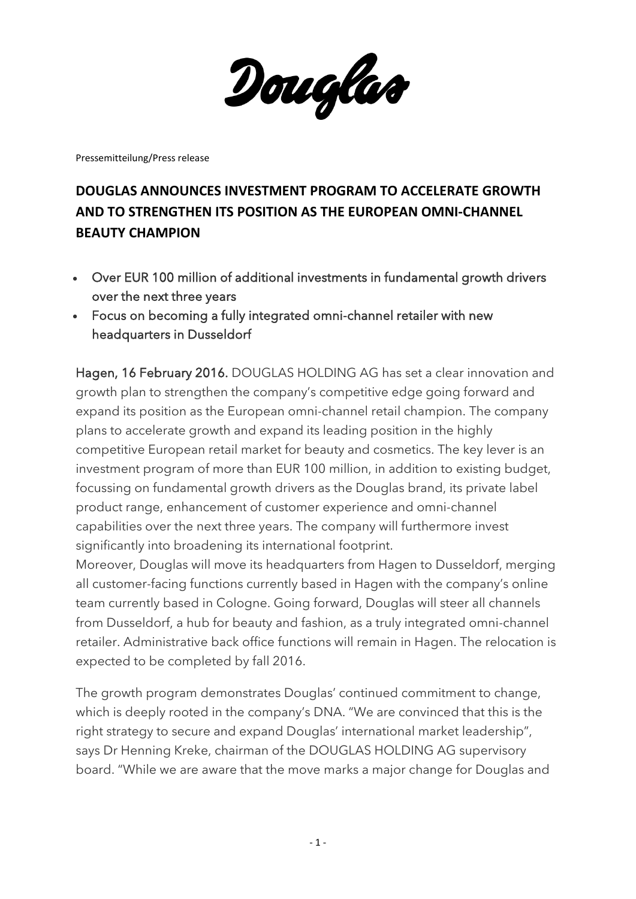Douglas

Pressemitteilung/Press release

# DOUGLAS ANNOUNCES INVESTMENT PROGRAM TO ACCELERATE GROWTH AND TO STRENGTHEN ITS POSITION AS THE EUROPEAN OMNI-CHANNEL BEAUTY CHAMPION

- Over EUR 100 million of additional investments in fundamental growth drivers over the next three years
- Focus on becoming a fully integrated omni-channel retailer with new headquarters in Dusseldorf

**Hagen, 16 February 2016.** DOUGLAS HOLDING AG has set a clear innovation and growth plan to strengthen the company's competitive edge going forward and expand its position as the European omni-channel retail champion. The company plans to accelerate growth and expand its leading position in the highly competitive European retail market for beauty and cosmetics. The key lever is an investment program of more than EUR 100 million, in addition to existing budget, focussing on fundamental growth drivers as the Douglas brand, its private label product range, enhancement of customer experience and omni-channel capabilities over the next three years. The company will furthermore invest significantly into broadening its international footprint.

Moreover, Douglas will move its headquarters from Hagen to Dusseldorf, merging all customer-facing functions currently based in Hagen with the company's online team currently based in Cologne. Going forward, Douglas will steer all channels from Dusseldorf, a hub for beauty and fashion, as a truly integrated omni-channel retailer. Administrative back office functions will remain in Hagen. The relocation is expected to be completed by fall 2016.

The growth program demonstrates Douglas' continued commitment to change, which is deeply rooted in the company's DNA. "We are convinced that this is the right strategy to secure and expand Douglas' international market leadership", says Dr Henning Kreke, chairman of the DOUGLAS HOLDING AG supervisory board. "While we are aware that the move marks a major change for Douglas and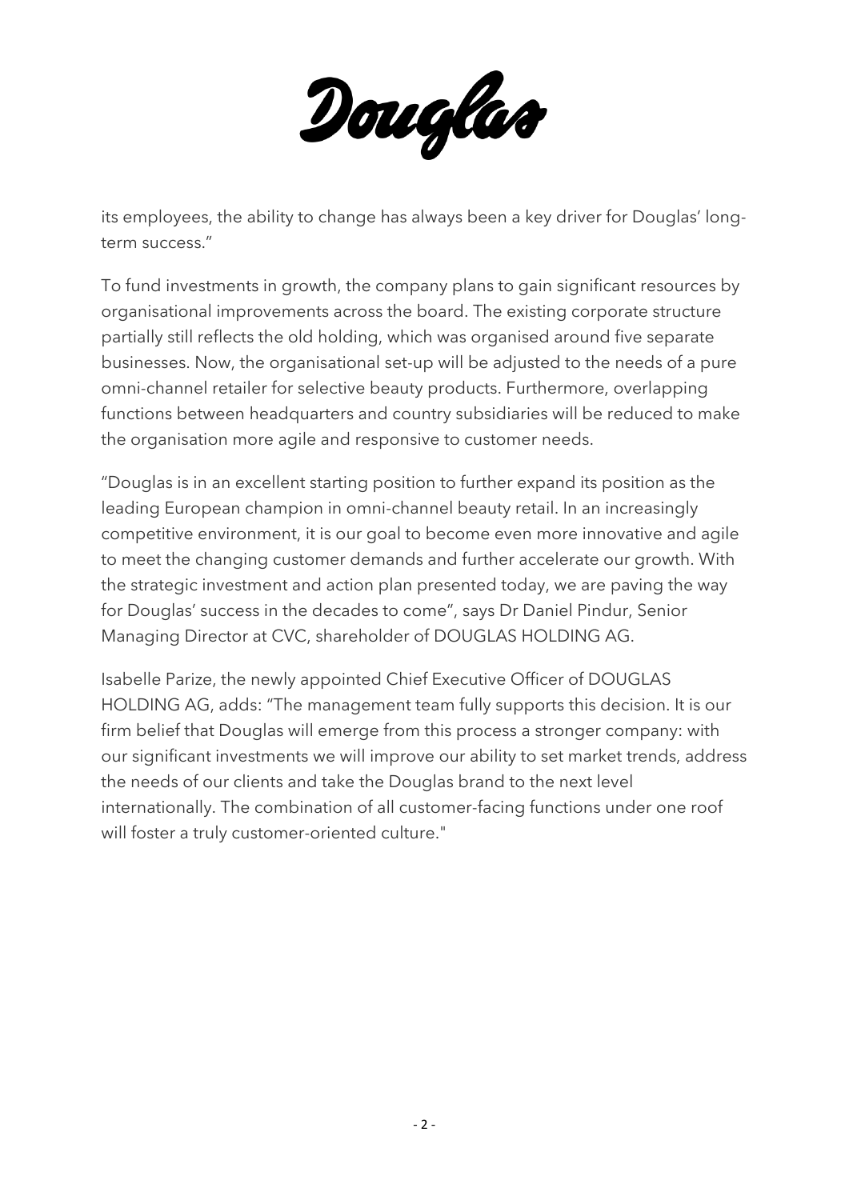its employees, the ability to change has always been a key driver for Douglas' long-term success."

To fund investments in growth, the company plans to gain significant resources by organisational improvements across the board. The existing corporate structure partially still reflects the old holding, which was organised around five separate businesses. Now, the organisational set-up will be adjusted to the needs of a pure omni-channel retailer for selective beauty products. Furthermore, overlapping functions between headquarters and country subsidiaries will be reduced to make the organisation more agile and responsive to customer needs.

"Douglas is in an excellent starting position to further expand its position as the leading European champion in omni-channel beauty retail. In an increasingly competitive environment, it is our goal to become even more innovative and agile to meet the changing customer demands and further accelerate our growth. With the strategic investment and action plan presented today, we are paving the way for Douglas' success in the decades to come", says Dr Daniel Pindur, Senior Managing Director at CVC, shareholder of DOUGLAS HOLDING AG.

Isabelle Parize, the newly appointed Chief Executive Officer of DOUGLAS HOLDING AG, adds: "The management team fully supports this decision. It is our firm belief that Douglas will emerge from this process a stronger company: with our significant investments we will improve our ability to set market trends, address the needs of our clients and take the Douglas brand to the next level internationally. The combination of all customer-facing functions under one roof will foster a truly customer-oriented culture."